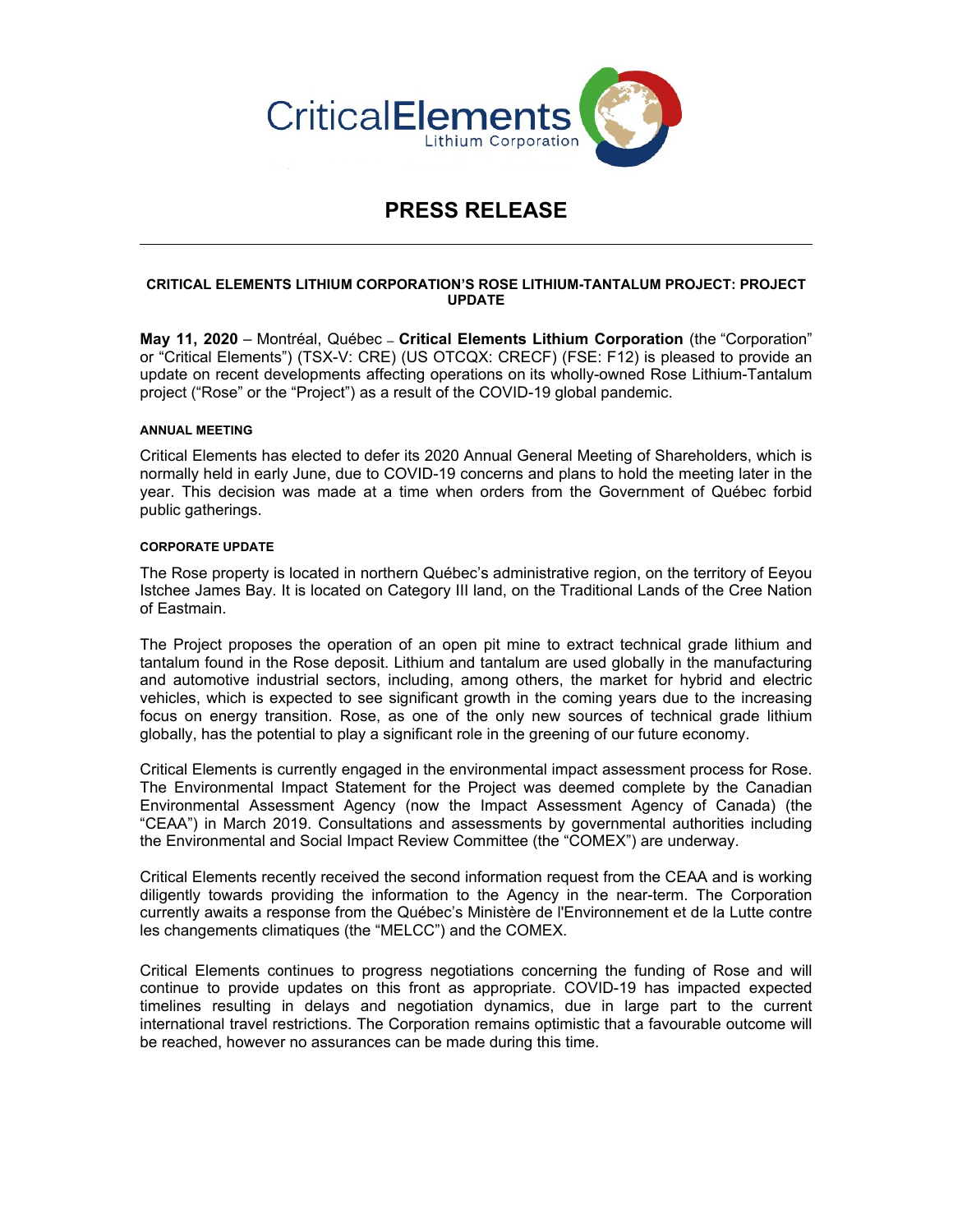# PRESS RELEASE

## CRITICAL ELEMENTS LITHIUM CORPORATION'S ROSE LITHIUM-TANTALUM PROJECT: PROJECT UPDATE

**May 11, 2020** – Montréal, Québec – **Critical Elements Lithium Corporation** (the "Corporation" or "Critical Elements") (TSX-V: CRE) (US OTCQX: CRECF) (FSE: F12) is pleased to provide an update on recent developments affecting operations on its wholly-owned Rose Lithium-Tantalum project ("Rose" or the "Project") as a result of the COVID-19 global pandemic.

### ANNUAL MEETING

Critical Elements has elected to defer its 2020 Annual General Meeting of Shareholders, which is normally held in early June, due to COVID-19 concerns and plans to hold the meeting later in the year. This decision was made at a time when orders from the Government of Québec forbid public gatherings.

### CORPORATE UPDATE

The Rose property is located in northern Québec's administrative region, on the territory of Eeyou Istchee James Bay. It is located on Category III land, on the Traditional Lands of the Cree Nation of Eastmain.

The Project proposes the operation of an open pit mine to extract technical grade lithium and tantalum found in the Rose deposit. Lithium and tantalum are used globally in the manufacturing and automotive industrial sectors, including, among others, the market for hybrid and electric vehicles, which is expected to see significant growth in the coming years due to the increasing focus on energy transition. Rose, as one of the only new sources of technical grade lithium globally, has the potential to play a significant role in the greening of our future economy.

Critical Elements is currently engaged in the environmental impact assessment process for Rose. The Environmental Impact Statement for the Project was deemed complete by the Canadian Environmental Assessment Agency (now the Impact Assessment Agency of Canada) (the "CEAA") in March 2019. Consultations and assessments by governmental authorities including the Environmental and Social Impact Review Committee (the "COMEX") are underway.

Critical Elements recently received the second information request from the CEAA and is working diligently towards providing the information to the Agency in the near-term. The Corporation currently awaits a response from the Québec's Ministère de l'Environnement et de la Lutte contre les changements climatiques (the "MELCC") and the COMEX.

Critical Elements continues to progress negotiations concerning the funding of Rose and will continue to provide updates on this front as appropriate. COVID-19 has impacted expected timelines resulting in delays and negotiation dynamics, due in large part to the current international travel restrictions. The Corporation remains optimistic that a favourable outcome will be reached, however no assurances can be made during this time.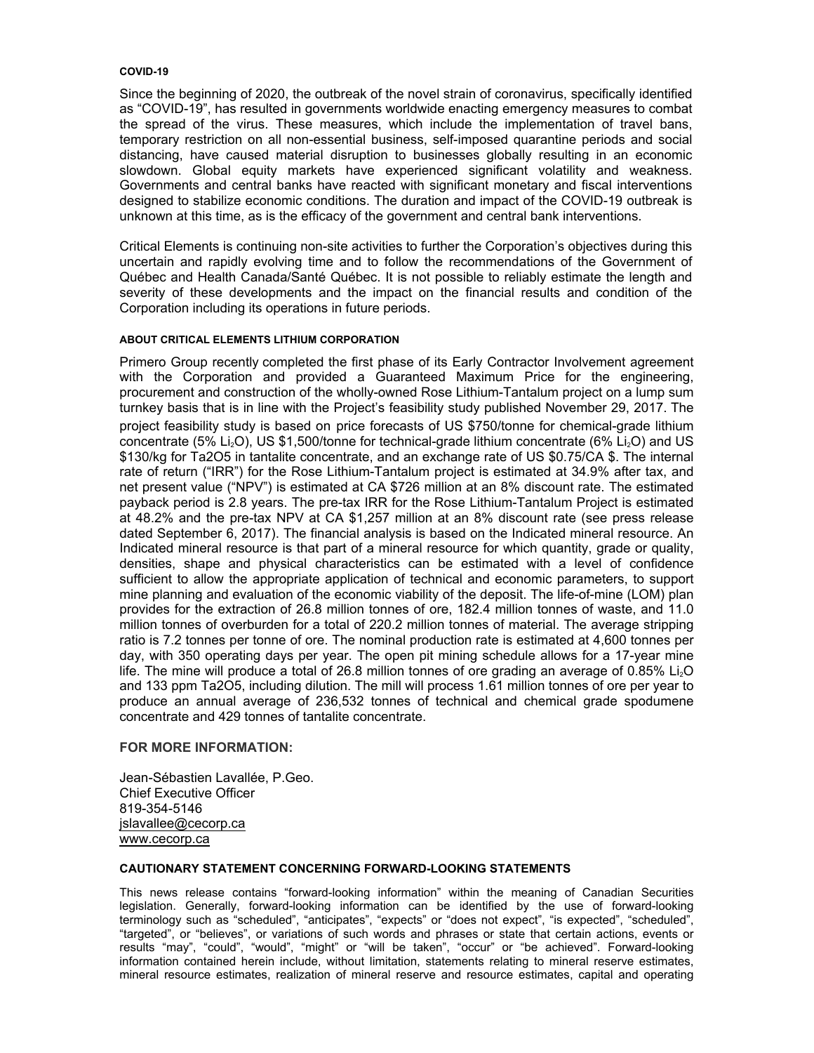#### COVID-19

Since the beginning of 2020, the outbreak of the novel strain of coronavirus, specifically identified as "COVID-19", has resulted in governments worldwide enacting emergency measures to combat the spread of the virus. These measures, which include the implementation of travel bans, temporary restriction on all non-essential business, self-imposed quarantine periods and social distancing, have caused material disruption to businesses globally resulting in an economic slowdown. Global equity markets have experienced significant volatility and weakness. Governments and central banks have reacted with significant monetary and fiscal interventions designed to stabilize economic conditions. The duration and impact of the COVID-19 outbreak is unknown at this time, as is the efficacy of the government and central bank interventions.

Critical Elements is continuing non-site activities to further the Corporation's objectives during this uncertain and rapidly evolving time and to follow the recommendations of the Government of Québec and Health Canada/Santé Québec. It is not possible to reliably estimate the length and severity of these developments and the impact on the financial results and condition of the Corporation including its operations in future periods.

#### ABOUT CRITICAL ELEMENTS LITHIUM CORPORATION

Primero Group recently completed the first phase of its Early Contractor Involvement agreement with the Corporation and provided a Guaranteed Maximum Price for the engineering, procurement and construction of the wholly-owned Rose Lithium-Tantalum project on a lump sum turnkey basis that is in line with the Project's feasibility study published November 29, 2017. The project feasibility study is based on price forecasts of US \$750/tonne for chemical-grade lithium concentrate (5% $Li_2O$), US \$1,500/tonne for technical-grade lithium concentrate (6% $Li_2O$) and US \$130/kg for Ta2O5 in tantalite concentrate, and an exchange rate of US \$0.75/CA \$. The internal rate of return ("IRR") for the Rose Lithium-Tantalum project is estimated at 34.9% after tax, and net present value ("NPV") is estimated at CA \$726 million at an 8% discount rate. The estimated payback period is 2.8 years. The pre-tax IRR for the Rose Lithium-Tantalum Project is estimated at 48.2% and the pre-tax NPV at CA \$1,257 million at an 8% discount rate (see press release dated September 6, 2017). The financial analysis is based on the Indicated mineral resource. An Indicated mineral resource is that part of a mineral resource for which quantity, grade or quality, densities, shape and physical characteristics can be estimated with a level of confidence sufficient to allow the appropriate application of technical and economic parameters, to support mine planning and evaluation of the economic viability of the deposit. The life-of-mine (LOM) plan provides for the extraction of 26.8 million tonnes of ore, 182.4 million tonnes of waste, and 11.0 million tonnes of overburden for a total of 220.2 million tonnes of material. The average stripping ratio is 7.2 tonnes per tonne of ore. The nominal production rate is estimated at 4,600 tonnes per day, with 350 operating days per year. The open pit mining schedule allows for a 17-year mine life. The mine will produce a total of 26.8 million tonnes of ore grading an average of 0.85% $Li_2O$ and 133 ppm Ta2O5, including dilution. The mill will process 1.61 million tonnes of ore per year to produce an annual average of 236,532 tonnes of technical and chemical grade spodumene concentrate and 429 tonnes of tantalite concentrate.

### FOR MORE INFORMATION:

Jean-Sébastien Lavallée, P.Geo.
Chief Executive Officer
819-354-5146
jslavallee@cecorp.ca
www.cecorp.ca

#### CAUTIONARY STATEMENT CONCERNING FORWARD-LOOKING STATEMENTS

This news release contains "forward-looking information" within the meaning of Canadian Securities legislation. Generally, forward-looking information can be identified by the use of forward-looking terminology such as "scheduled", "anticipates", "expects" or "does not expect", "is expected", "scheduled", "targeted", or "believes", or variations of such words and phrases or state that certain actions, events or results "may", "could", "would", "might" or "will be taken", "occur" or "be achieved". Forward-looking information contained herein include, without limitation, statements relating to mineral reserve estimates, mineral resource estimates, realization of mineral reserve and resource estimates, capital and operating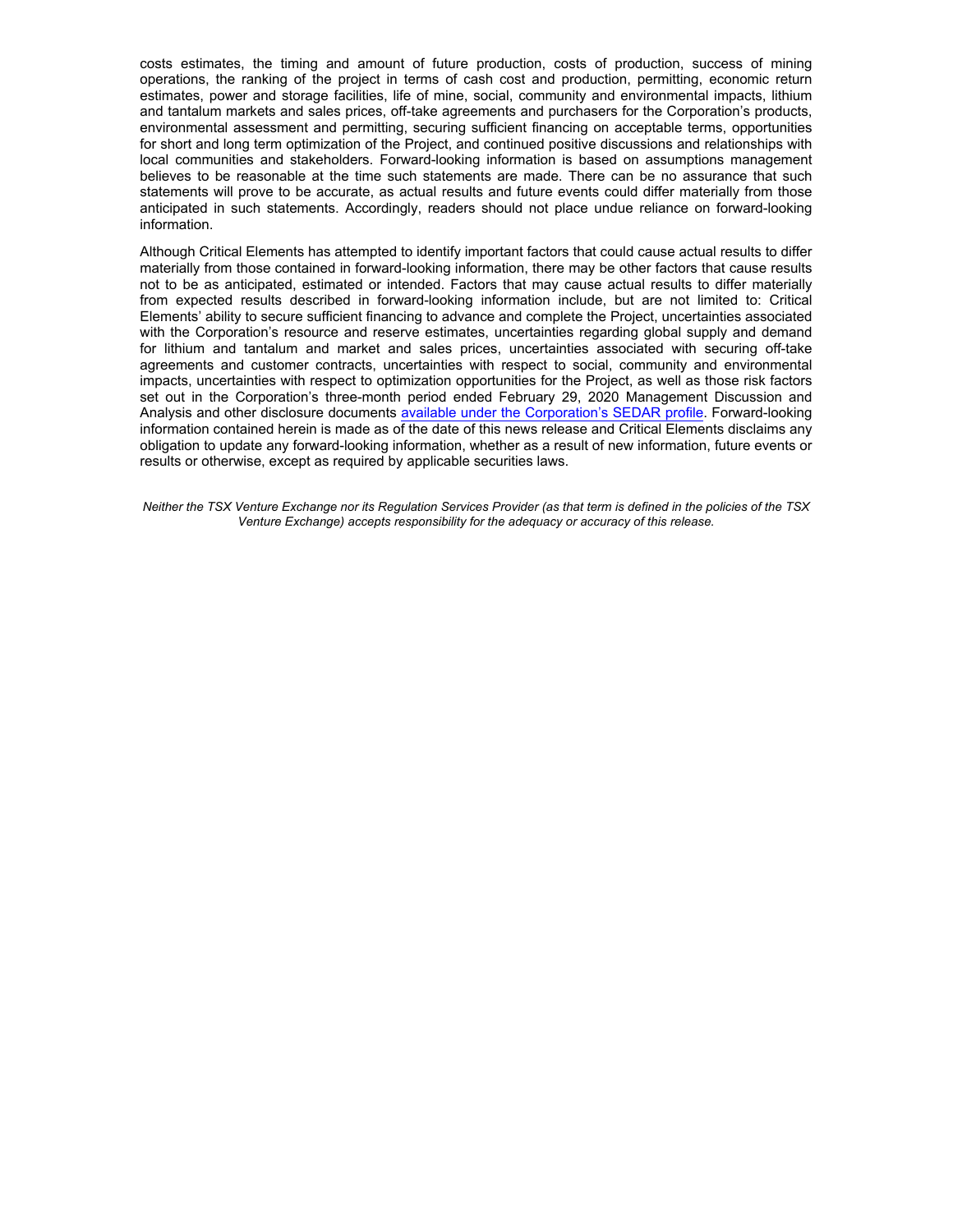costs estimates, the timing and amount of future production, costs of production, success of mining operations, the ranking of the project in terms of cash cost and production, permitting, economic return estimates, power and storage facilities, life of mine, social, community and environmental impacts, lithium and tantalum markets and sales prices, off-take agreements and purchasers for the Corporation's products, environmental assessment and permitting, securing sufficient financing on acceptable terms, opportunities for short and long term optimization of the Project, and continued positive discussions and relationships with local communities and stakeholders. Forward-looking information is based on assumptions management believes to be reasonable at the time such statements are made. There can be no assurance that such statements will prove to be accurate, as actual results and future events could differ materially from those anticipated in such statements. Accordingly, readers should not place undue reliance on forward-looking information.

Although Critical Elements has attempted to identify important factors that could cause actual results to differ materially from those contained in forward-looking information, there may be other factors that cause results not to be as anticipated, estimated or intended. Factors that may cause actual results to differ materially from expected results described in forward-looking information include, but are not limited to: Critical Elements' ability to secure sufficient financing to advance and complete the Project, uncertainties associated with the Corporation's resource and reserve estimates, uncertainties regarding global supply and demand for lithium and tantalum and market and sales prices, uncertainties associated with securing off-take agreements and customer contracts, uncertainties with respect to social, community and environmental impacts, uncertainties with respect to optimization opportunities for the Project, as well as those risk factors set out in the Corporation's three-month period ended February 29, 2020 Management Discussion and Analysis and other disclosure documents available under the Corporation's SEDAR profile. Forward-looking information contained herein is made as of the date of this news release and Critical Elements disclaims any obligation to update any forward-looking information, whether as a result of new information, future events or results or otherwise, except as required by applicable securities laws.

*Neither the TSX Venture Exchange nor its Regulation Services Provider (as that term is defined in the policies of the TSX Venture Exchange) accepts responsibility for the adequacy or accuracy of this release.*